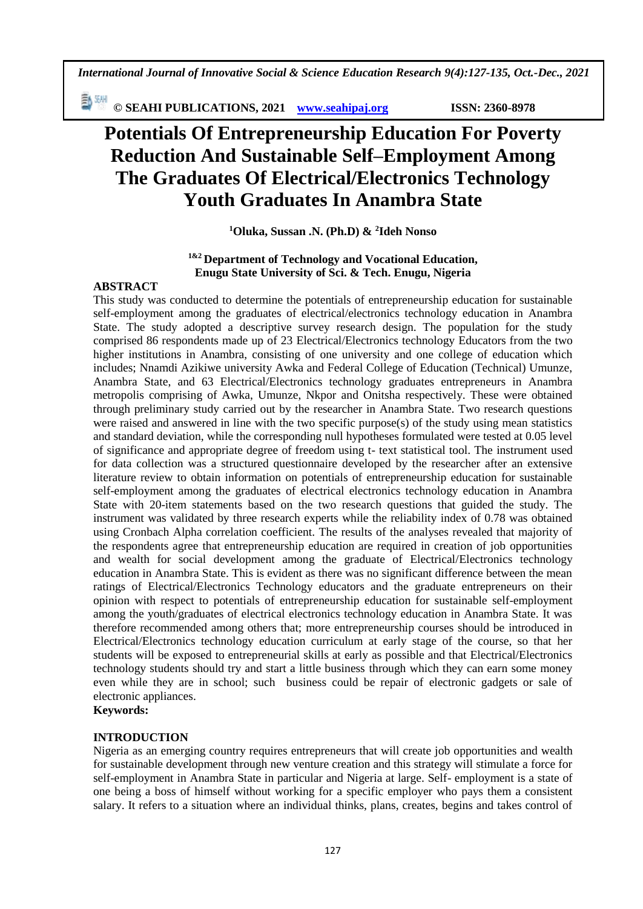# Potentials Of Entrepreneurship Education For Poverty Reduction And Sustainable Self–Employment Among The Graduates Of Electrical/Electronics Technology Youth Graduates In Anambra State

**[1]Oluka, Sussan .N. (Ph.D) & [2]Ideh Nonso**

**[1&2] Department of Technology and Vocational Education, Enugu State University of Sci. & Tech. Enugu, Nigeria**

## ABSTRACT

This study was conducted to determine the potentials of entrepreneurship education for sustainable self-employment among the graduates of electrical/electronics technology education in Anambra State. The study adopted a descriptive survey research design. The population for the study comprised 86 respondents made up of 23 Electrical/Electronics technology Educators from the two higher institutions in Anambra, consisting of one university and one college of education which includes; Nnamdi Azikiwe university Awka and Federal College of Education (Technical) Umunze, Anambra State, and 63 Electrical/Electronics technology graduates entrepreneurs in Anambra metropolis comprising of Awka, Umunze, Nkpor and Onitsha respectively. These were obtained through preliminary study carried out by the researcher in Anambra State. Two research questions were raised and answered in line with the two specific purpose(s) of the study using mean statistics and standard deviation, while the corresponding null hypotheses formulated were tested at 0.05 level of significance and appropriate degree of freedom using t- text statistical tool. The instrument used for data collection was a structured questionnaire developed by the researcher after an extensive literature review to obtain information on potentials of entrepreneurship education for sustainable self-employment among the graduates of electrical electronics technology education in Anambra State with 20-item statements based on the two research questions that guided the study. The instrument was validated by three research experts while the reliability index of 0.78 was obtained using Cronbach Alpha correlation coefficient. The results of the analyses revealed that majority of the respondents agree that entrepreneurship education are required in creation of job opportunities and wealth for social development among the graduate of Electrical/Electronics technology education in Anambra State. This is evident as there was no significant difference between the mean ratings of Electrical/Electronics Technology educators and the graduate entrepreneurs on their opinion with respect to potentials of entrepreneurship education for sustainable self-employment among the youth/graduates of electrical electronics technology education in Anambra State. It was therefore recommended among others that; more entrepreneurship courses should be introduced in Electrical/Electronics technology education curriculum at early stage of the course, so that her students will be exposed to entrepreneurial skills at early as possible and that Electrical/Electronics technology students should try and start a little business through which they can earn some money even while they are in school; such business could be repair of electronic gadgets or sale of electronic appliances.

**Keywords:**

## INTRODUCTION

Nigeria as an emerging country requires entrepreneurs that will create job opportunities and wealth for sustainable development through new venture creation and this strategy will stimulate a force for self-employment in Anambra State in particular and Nigeria at large. Self- employment is a state of one being a boss of himself without working for a specific employer who pays them a consistent salary. It refers to a situation where an individual thinks, plans, creates, begins and takes control of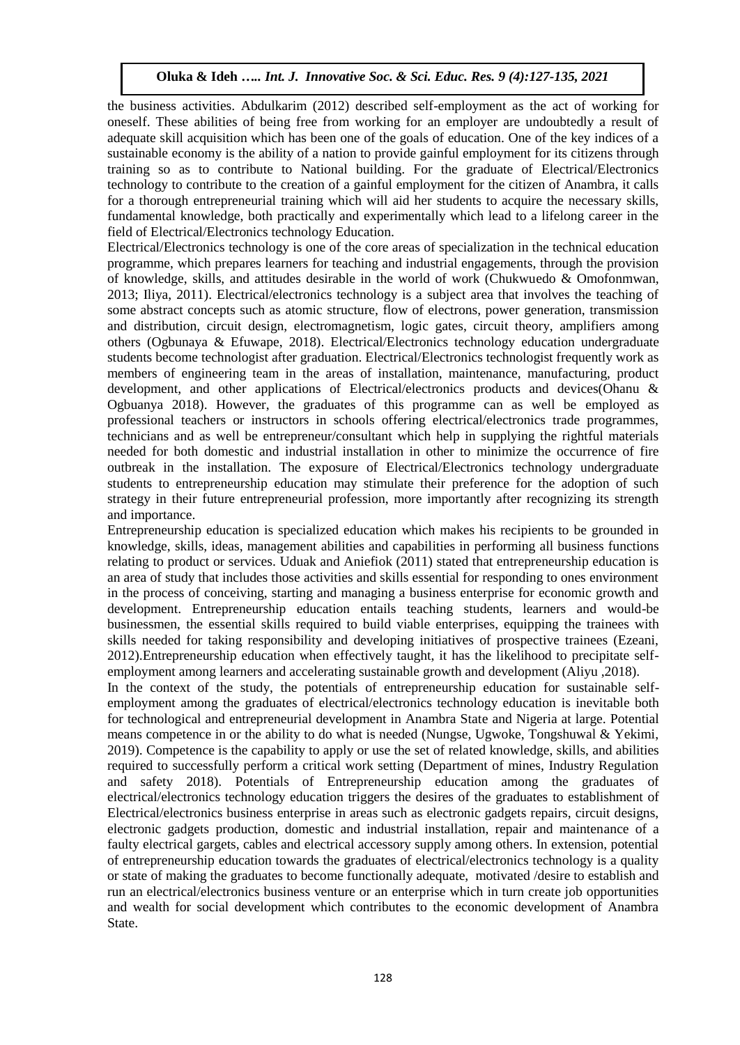the business activities. Abdulkarim (2012) described self-employment as the act of working for oneself. These abilities of being free from working for an employer are undoubtedly a result of adequate skill acquisition which has been one of the goals of education. One of the key indices of a sustainable economy is the ability of a nation to provide gainful employment for its citizens through training so as to contribute to National building. For the graduate of Electrical/Electronics technology to contribute to the creation of a gainful employment for the citizen of Anambra, it calls for a thorough entrepreneurial training which will aid her students to acquire the necessary skills, fundamental knowledge, both practically and experimentally which lead to a lifelong career in the field of Electrical/Electronics technology Education.

Electrical/Electronics technology is one of the core areas of specialization in the technical education programme, which prepares learners for teaching and industrial engagements, through the provision of knowledge, skills, and attitudes desirable in the world of work (Chukwuedo & Omofonmwan, 2013; Iliya, 2011). Electrical/electronics technology is a subject area that involves the teaching of some abstract concepts such as atomic structure, flow of electrons, power generation, transmission and distribution, circuit design, electromagnetism, logic gates, circuit theory, amplifiers among others (Ogbunaya & Efuwape, 2018). Electrical/Electronics technology education undergraduate students become technologist after graduation. Electrical/Electronics technologist frequently work as members of engineering team in the areas of installation, maintenance, manufacturing, product development, and other applications of Electrical/electronics products and devices(Ohanu & Ogbuanya 2018). However, the graduates of this programme can as well be employed as professional teachers or instructors in schools offering electrical/electronics trade programmes, technicians and as well be entrepreneur/consultant which help in supplying the rightful materials needed for both domestic and industrial installation in other to minimize the occurrence of fire outbreak in the installation. The exposure of Electrical/Electronics technology undergraduate students to entrepreneurship education may stimulate their preference for the adoption of such strategy in their future entrepreneurial profession, more importantly after recognizing its strength and importance.

Entrepreneurship education is specialized education which makes his recipients to be grounded in knowledge, skills, ideas, management abilities and capabilities in performing all business functions relating to product or services. Uduak and Aniefiok (2011) stated that entrepreneurship education is an area of study that includes those activities and skills essential for responding to ones environment in the process of conceiving, starting and managing a business enterprise for economic growth and development. Entrepreneurship education entails teaching students, learners and would-be businessmen, the essential skills required to build viable enterprises, equipping the trainees with skills needed for taking responsibility and developing initiatives of prospective trainees (Ezeani, 2012).Entrepreneurship education when effectively taught, it has the likelihood to precipitate self-employment among learners and accelerating sustainable growth and development (Aliyu ,2018).

In the context of the study, the potentials of entrepreneurship education for sustainable self-employment among the graduates of electrical/electronics technology education is inevitable both for technological and entrepreneurial development in Anambra State and Nigeria at large. Potential means competence in or the ability to do what is needed (Nungse, Ugwoke, Tongshuwal & Yekimi, 2019). Competence is the capability to apply or use the set of related knowledge, skills, and abilities required to successfully perform a critical work setting (Department of mines, Industry Regulation and safety 2018). Potentials of Entrepreneurship education among the graduates of electrical/electronics technology education triggers the desires of the graduates to establishment of Electrical/electronics business enterprise in areas such as electronic gadgets repairs, circuit designs, electronic gadgets production, domestic and industrial installation, repair and maintenance of a faulty electrical gargets, cables and electrical accessory supply among others. In extension, potential of entrepreneurship education towards the graduates of electrical/electronics technology is a quality or state of making the graduates to become functionally adequate, motivated /desire to establish and run an electrical/electronics business venture or an enterprise which in turn create job opportunities and wealth for social development which contributes to the economic development of Anambra State.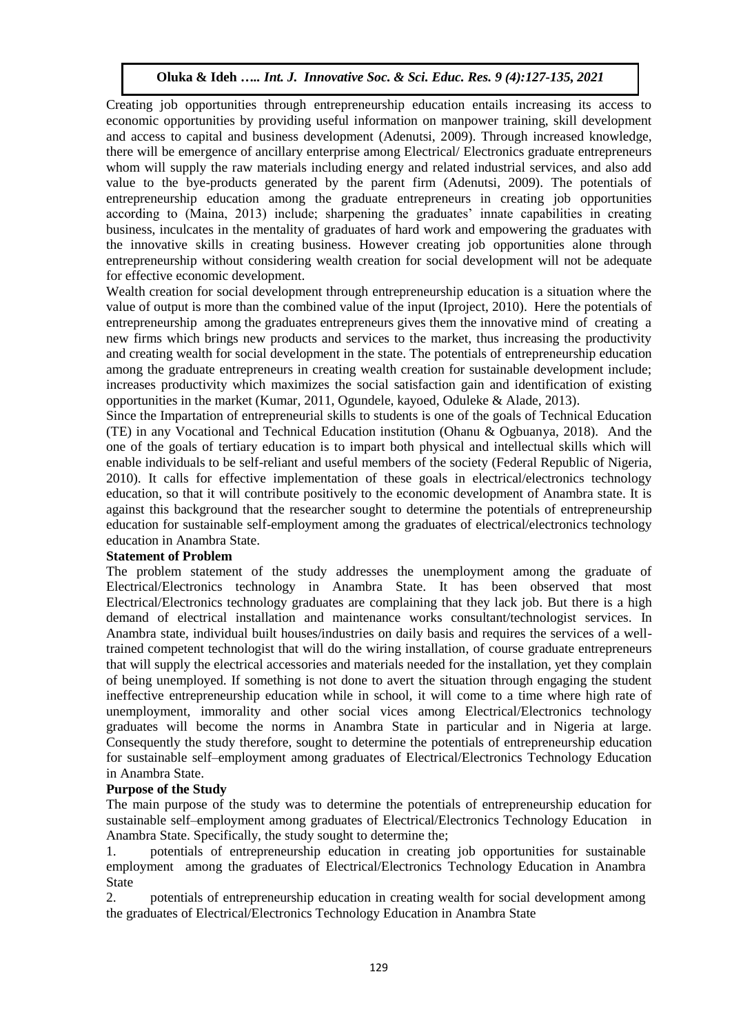Creating job opportunities through entrepreneurship education entails increasing its access to economic opportunities by providing useful information on manpower training, skill development and access to capital and business development (Adenutsi, 2009). Through increased knowledge, there will be emergence of ancillary enterprise among Electrical/ Electronics graduate entrepreneurs whom will supply the raw materials including energy and related industrial services, and also add value to the bye-products generated by the parent firm (Adenutsi, 2009). The potentials of entrepreneurship education among the graduate entrepreneurs in creating job opportunities according to (Maina, 2013) include; sharpening the graduates' innate capabilities in creating business, inculcates in the mentality of graduates of hard work and empowering the graduates with the innovative skills in creating business. However creating job opportunities alone through entrepreneurship without considering wealth creation for social development will not be adequate for effective economic development.

Wealth creation for social development through entrepreneurship education is a situation where the value of output is more than the combined value of the input (Iproject, 2010). Here the potentials of entrepreneurship among the graduates entrepreneurs gives them the innovative mind of creating a new firms which brings new products and services to the market, thus increasing the productivity and creating wealth for social development in the state. The potentials of entrepreneurship education among the graduate entrepreneurs in creating wealth creation for sustainable development include; increases productivity which maximizes the social satisfaction gain and identification of existing opportunities in the market (Kumar, 2011, Ogundele, kayoed, Oduleke & Alade, 2013).

Since the Impartation of entrepreneurial skills to students is one of the goals of Technical Education (TE) in any Vocational and Technical Education institution (Ohanu & Ogbuanya, 2018). And the one of the goals of tertiary education is to impart both physical and intellectual skills which will enable individuals to be self-reliant and useful members of the society (Federal Republic of Nigeria, 2010). It calls for effective implementation of these goals in electrical/electronics technology education, so that it will contribute positively to the economic development of Anambra state. It is against this background that the researcher sought to determine the potentials of entrepreneurship education for sustainable self-employment among the graduates of electrical/electronics technology education in Anambra State.

**Statement of Problem**

The problem statement of the study addresses the unemployment among the graduate of Electrical/Electronics technology in Anambra State. It has been observed that most Electrical/Electronics technology graduates are complaining that they lack job. But there is a high demand of electrical installation and maintenance works consultant/technologist services. In Anambra state, individual built houses/industries on daily basis and requires the services of a well-trained competent technologist that will do the wiring installation, of course graduate entrepreneurs that will supply the electrical accessories and materials needed for the installation, yet they complain of being unemployed. If something is not done to avert the situation through engaging the student ineffective entrepreneurship education while in school, it will come to a time where high rate of unemployment, immorality and other social vices among Electrical/Electronics technology graduates will become the norms in Anambra State in particular and in Nigeria at large. Consequently the study therefore, sought to determine the potentials of entrepreneurship education for sustainable self–employment among graduates of Electrical/Electronics Technology Education in Anambra State.

**Purpose of the Study**

The main purpose of the study was to determine the potentials of entrepreneurship education for sustainable self–employment among graduates of Electrical/Electronics Technology Education in Anambra State. Specifically, the study sought to determine the;

1. potentials of entrepreneurship education in creating job opportunities for sustainable employment among the graduates of Electrical/Electronics Technology Education in Anambra State
2. potentials of entrepreneurship education in creating wealth for social development among the graduates of Electrical/Electronics Technology Education in Anambra State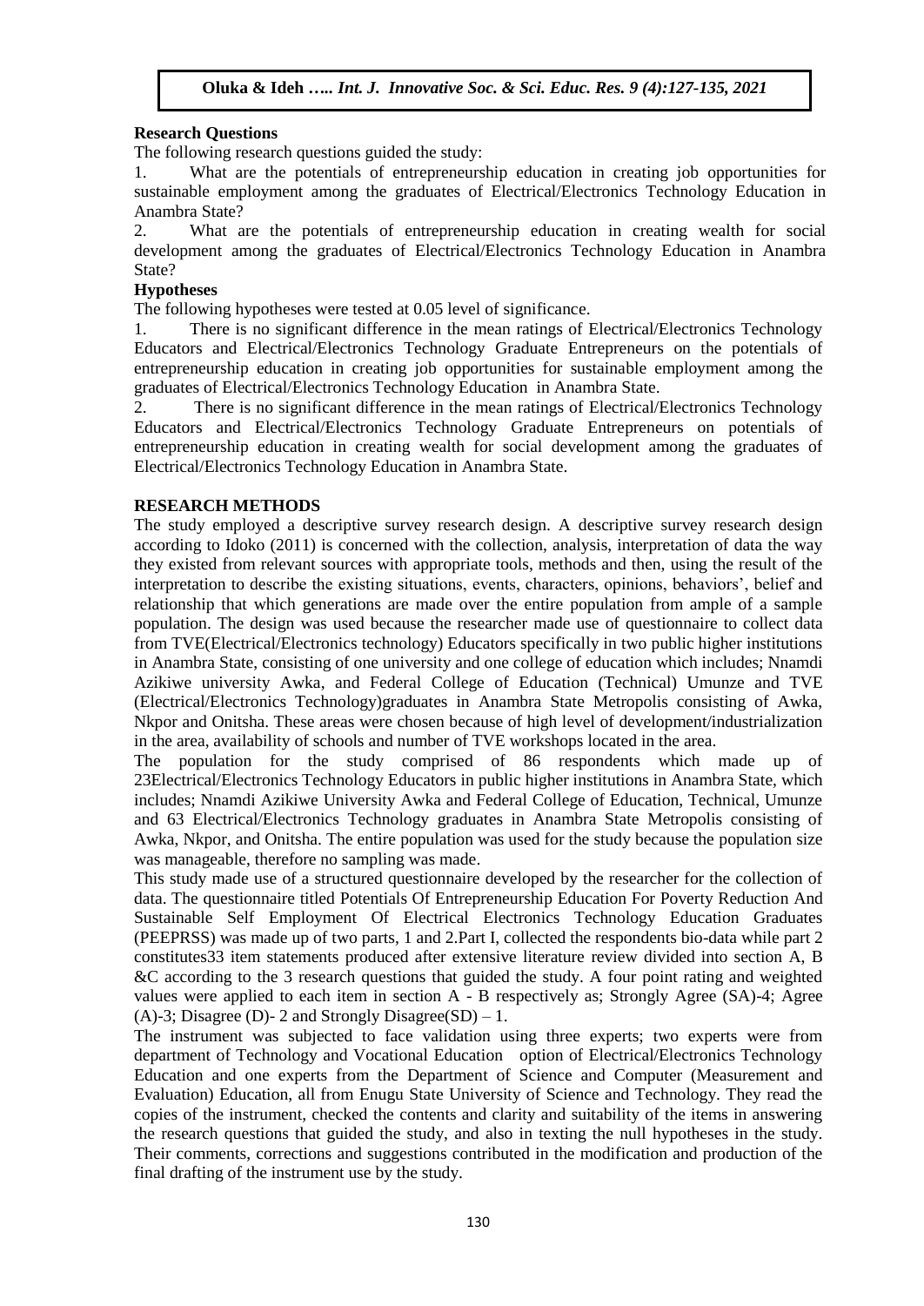**Research Questions**

The following research questions guided the study:

1. What are the potentials of entrepreneurship education in creating job opportunities for sustainable employment among the graduates of Electrical/Electronics Technology Education in Anambra State?
2. What are the potentials of entrepreneurship education in creating wealth for social development among the graduates of Electrical/Electronics Technology Education in Anambra State?

**Hypotheses**

The following hypotheses were tested at 0.05 level of significance.

1. There is no significant difference in the mean ratings of Electrical/Electronics Technology Educators and Electrical/Electronics Technology Graduate Entrepreneurs on the potentials of entrepreneurship education in creating job opportunities for sustainable employment among the graduates of Electrical/Electronics Technology Education in Anambra State.
2. There is no significant difference in the mean ratings of Electrical/Electronics Technology Educators and Electrical/Electronics Technology Graduate Entrepreneurs on potentials of entrepreneurship education in creating wealth for social development among the graduates of Electrical/Electronics Technology Education in Anambra State.

**RESEARCH METHODS**

The study employed a descriptive survey research design. A descriptive survey research design according to Idoko (2011) is concerned with the collection, analysis, interpretation of data the way they existed from relevant sources with appropriate tools, methods and then, using the result of the interpretation to describe the existing situations, events, characters, opinions, behaviors', belief and relationship that which generations are made over the entire population from ample of a sample population. The design was used because the researcher made use of questionnaire to collect data from TVE(Electrical/Electronics technology) Educators specifically in two public higher institutions in Anambra State, consisting of one university and one college of education which includes; Nnamdi Azikiwe university Awka, and Federal College of Education (Technical) Umunze and TVE (Electrical/Electronics Technology)graduates in Anambra State Metropolis consisting of Awka, Nkpor and Onitsha. These areas were chosen because of high level of development/industrialization in the area, availability of schools and number of TVE workshops located in the area.

The population for the study comprised of 86 respondents which made up of 23Electrical/Electronics Technology Educators in public higher institutions in Anambra State, which includes; Nnamdi Azikiwe University Awka and Federal College of Education, Technical, Umunze and 63 Electrical/Electronics Technology graduates in Anambra State Metropolis consisting of Awka, Nkpor, and Onitsha. The entire population was used for the study because the population size was manageable, therefore no sampling was made.

This study made use of a structured questionnaire developed by the researcher for the collection of data. The questionnaire titled Potentials Of Entrepreneurship Education For Poverty Reduction And Sustainable Self Employment Of Electrical Electronics Technology Education Graduates (PEEPRSS) was made up of two parts, 1 and 2.Part I, collected the respondents bio-data while part 2 constitutes33 item statements produced after extensive literature review divided into section A, B &C according to the 3 research questions that guided the study. A four point rating and weighted values were applied to each item in section A - B respectively as; Strongly Agree (SA)-4; Agree (A)-3; Disagree (D)- 2 and Strongly Disagree(SD) – 1.

The instrument was subjected to face validation using three experts; two experts were from department of Technology and Vocational Education option of Electrical/Electronics Technology Education and one experts from the Department of Science and Computer (Measurement and Evaluation) Education, all from Enugu State University of Science and Technology. They read the copies of the instrument, checked the contents and clarity and suitability of the items in answering the research questions that guided the study, and also in texting the null hypotheses in the study. Their comments, corrections and suggestions contributed in the modification and production of the final drafting of the instrument use by the study.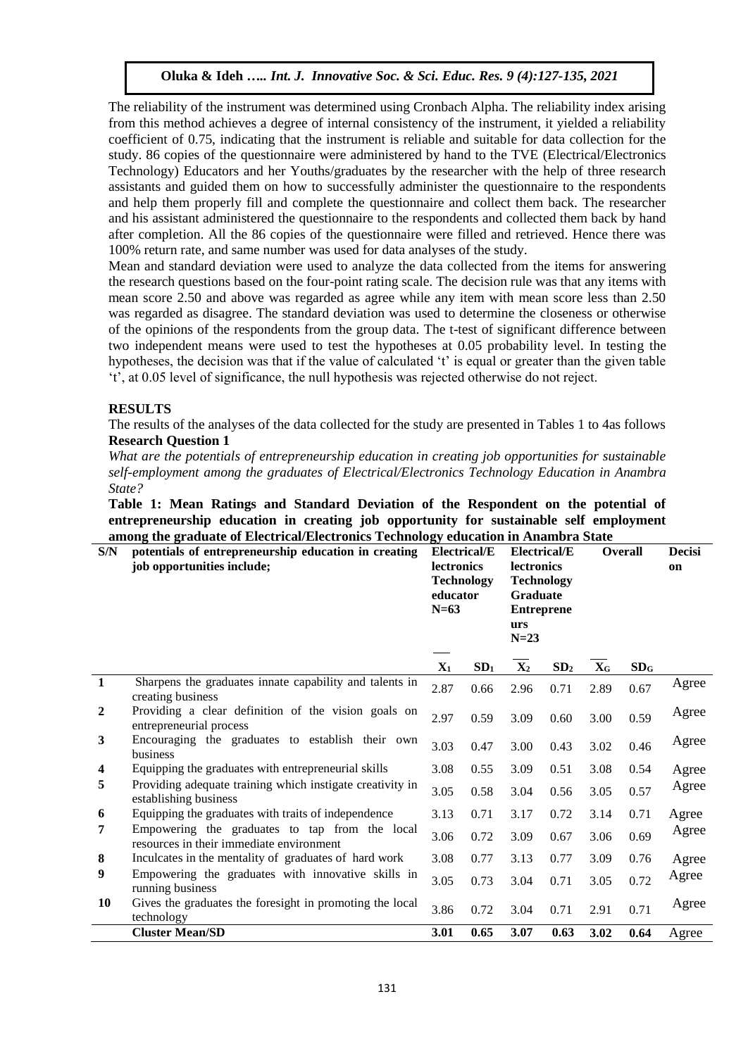The reliability of the instrument was determined using Cronbach Alpha. The reliability index arising from this method achieves a degree of internal consistency of the instrument, it yielded a reliability coefficient of 0.75, indicating that the instrument is reliable and suitable for data collection for the study. 86 copies of the questionnaire were administered by hand to the TVE (Electrical/Electronics Technology) Educators and her Youths/graduates by the researcher with the help of three research assistants and guided them on how to successfully administer the questionnaire to the respondents and help them properly fill and complete the questionnaire and collect them back. The researcher and his assistant administered the questionnaire to the respondents and collected them back by hand after completion. All the 86 copies of the questionnaire were filled and retrieved. Hence there was 100% return rate, and same number was used for data analyses of the study.

Mean and standard deviation were used to analyze the data collected from the items for answering the research questions based on the four-point rating scale. The decision rule was that any items with mean score 2.50 and above was regarded as agree while any item with mean score less than 2.50 was regarded as disagree. The standard deviation was used to determine the closeness or otherwise of the opinions of the respondents from the group data. The t-test of significant difference between two independent means were used to test the hypotheses at 0.05 probability level. In testing the hypotheses, the decision was that if the value of calculated 't' is equal or greater than the given table 't', at 0.05 level of significance, the null hypothesis was rejected otherwise do not reject.

## RESULTS

The results of the analyses of the data collected for the study are presented in Tables 1 to 4as follows

**Research Question 1**

*What are the potentials of entrepreneurship education in creating job opportunities for sustainable self-employment among the graduates of Electrical/Electronics Technology Education in Anambra State?*

**Table 1: Mean Ratings and Standard Deviation of the Respondent on the potential of entrepreneurship education in creating job opportunity for sustainable self employment among the graduate of Electrical/Electronics Technology education in Anambra State**

| S/N | potentials of entrepreneurship education in creating job opportunities include; | Electrical/Electronics Technology educator N=63 | | Electrical/Electronics Technology Graduate Entrepreneurs N=23 | | Overall | | Decision |
|---|---|---|---|---|---|---|---|---|
| | | $\bar{X}_1$ | $SD_1$ | $\bar{X}_2$ | $SD_2$ | $\bar{X}_G$ | $SD_G$ | |
| 1 | Sharpens the graduates innate capability and talents in creating business | 2.87 | 0.66 | 2.96 | 0.71 | 2.89 | 0.67 | Agree |
| 2 | Providing a clear definition of the vision goals on entrepreneurial process | 2.97 | 0.59 | 3.09 | 0.60 | 3.00 | 0.59 | Agree |
| 3 | Encouraging the graduates to establish their own business | 3.03 | 0.47 | 3.00 | 0.43 | 3.02 | 0.46 | Agree |
| 4 | Equipping the graduates with entrepreneurial skills | 3.08 | 0.55 | 3.09 | 0.51 | 3.08 | 0.54 | Agree |
| 5 | Providing adequate training which instigate creativity in establishing business | 3.05 | 0.58 | 3.04 | 0.56 | 3.05 | 0.57 | Agree |
| 6 | Equipping the graduates with traits of independence | 3.13 | 0.71 | 3.17 | 0.72 | 3.14 | 0.71 | Agree |
| 7 | Empowering the graduates to tap from the local resources in their immediate environment | 3.06 | 0.72 | 3.09 | 0.67 | 3.06 | 0.69 | Agree |
| 8 | Inculcates in the mentality of graduates of hard work | 3.08 | 0.77 | 3.13 | 0.77 | 3.09 | 0.76 | Agree |
| 9 | Empowering the graduates with innovative skills in running business | 3.05 | 0.73 | 3.04 | 0.71 | 3.05 | 0.72 | Agree |
| 10 | Gives the graduates the foresight in promoting the local technology | 3.86 | 0.72 | 3.04 | 0.71 | 2.91 | 0.71 | Agree |
| | **Cluster Mean/SD** | **3.01** | **0.65** | **3.07** | **0.63** | **3.02** | **0.64** | Agree |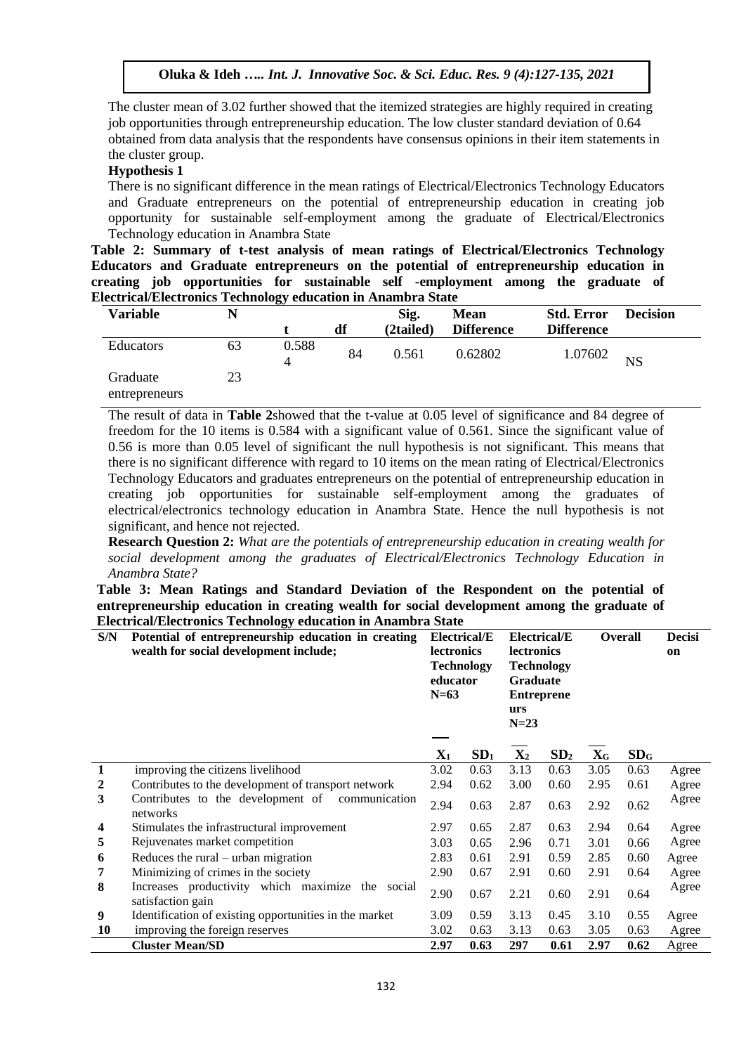The cluster mean of 3.02 further showed that the itemized strategies are highly required in creating job opportunities through entrepreneurship education. The low cluster standard deviation of 0.64 obtained from data analysis that the respondents have consensus opinions in their item statements in the cluster group.

**Hypothesis 1**

There is no significant difference in the mean ratings of Electrical/Electronics Technology Educators and Graduate entrepreneurs on the potential of entrepreneurship education in creating job opportunity for sustainable self-employment among the graduate of Electrical/Electronics Technology education in Anambra State

**Table 2: Summary of t-test analysis of mean ratings of Electrical/Electronics Technology Educators and Graduate entrepreneurs on the potential of entrepreneurship education in creating job opportunities for sustainable self -employment among the graduate of Electrical/Electronics Technology education in Anambra State**

| Variable | N | t | df | Sig. (2tailed) | Mean Difference | Std. Error Difference | Decision |
|---|---|---|---|---|---|---|---|
| Educators | 63 | 0.5884 | 84 | 0.561 | 0.62802 | 1.07602 | NS |
| Graduate entrepreneurs | 23 | | | | | | |

The result of data in **Table 2**showed that the t-value at 0.05 level of significance and 84 degree of freedom for the 10 items is 0.584 with a significant value of 0.561. Since the significant value of 0.56 is more than 0.05 level of significant the null hypothesis is not significant. This means that there is no significant difference with regard to 10 items on the mean rating of Electrical/Electronics Technology Educators and graduates entrepreneurs on the potential of entrepreneurship education in creating job opportunities for sustainable self-employment among the graduates of electrical/electronics technology education in Anambra State. Hence the null hypothesis is not significant, and hence not rejected.

**Research Question 2:** *What are the potentials of entrepreneurship education in creating wealth for social development among the graduates of Electrical/Electronics Technology Education in Anambra State?*

**Table 3: Mean Ratings and Standard Deviation of the Respondent on the potential of entrepreneurship education in creating wealth for social development among the graduate of Electrical/Electronics Technology education in Anambra State**

| S/N | Potential of entrepreneurship education in creating wealth for social development include; | Electrical/Electronics Technology educator N=63 | | Electrical/Electronics Technology Graduate Entrepreneurs N=23 | | Overall | | Decision |
|---|---|---|---|---|---|---|---|---|
| | | $\overline{X}_1$ | $SD_1$ | $\overline{X}_2$ | $SD_2$ | $\overline{X}_G$ | $SD_G$ | |
| 1 | improving the citizens livelihood | 3.02 | 0.63 | 3.13 | 0.63 | 3.05 | 0.63 | Agree |
| 2 | Contributes to the development of transport network | 2.94 | 0.62 | 3.00 | 0.60 | 2.95 | 0.61 | Agree |
| 3 | Contributes to the development of communication networks | 2.94 | 0.63 | 2.87 | 0.63 | 2.92 | 0.62 | Agree |
| 4 | Stimulates the infrastructural improvement | 2.97 | 0.65 | 2.87 | 0.63 | 2.94 | 0.64 | Agree |
| 5 | Rejuvenates market competition | 3.03 | 0.65 | 2.96 | 0.71 | 3.01 | 0.66 | Agree |
| 6 | Reduces the rural – urban migration | 2.83 | 0.61 | 2.91 | 0.59 | 2.85 | 0.60 | Agree |
| 7 | Minimizing of crimes in the society | 2.90 | 0.67 | 2.91 | 0.60 | 2.91 | 0.64 | Agree |
| 8 | Increases productivity which maximize the social satisfaction gain | 2.90 | 0.67 | 2.21 | 0.60 | 2.91 | 0.64 | Agree |
| 9 | Identification of existing opportunities in the market | 3.09 | 0.59 | 3.13 | 0.45 | 3.10 | 0.55 | Agree |
| 10 | improving the foreign reserves | 3.02 | 0.63 | 3.13 | 0.63 | 3.05 | 0.63 | Agree |
| | **Cluster Mean/SD** | **2.97** | **0.63** | **297** | **0.61** | **2.97** | **0.62** | Agree |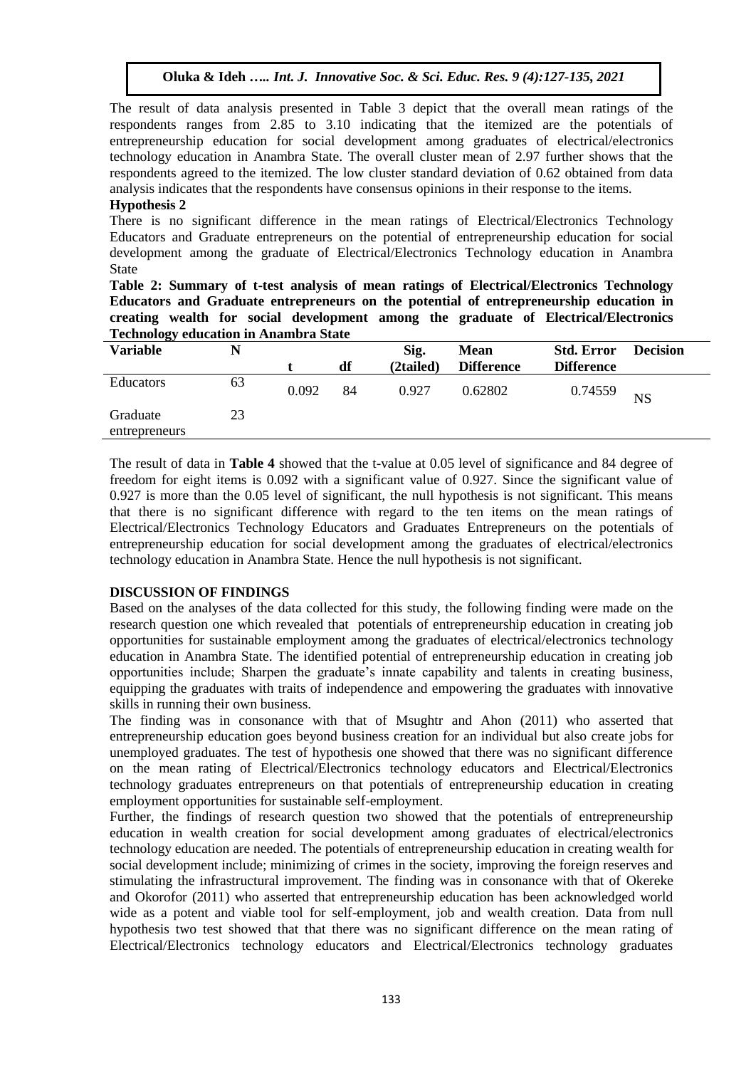The result of data analysis presented in Table 3 depict that the overall mean ratings of the respondents ranges from 2.85 to 3.10 indicating that the itemized are the potentials of entrepreneurship education for social development among graduates of electrical/electronics technology education in Anambra State. The overall cluster mean of 2.97 further shows that the respondents agreed to the itemized. The low cluster standard deviation of 0.62 obtained from data analysis indicates that the respondents have consensus opinions in their response to the items.

**Hypothesis 2**

There is no significant difference in the mean ratings of Electrical/Electronics Technology Educators and Graduate entrepreneurs on the potential of entrepreneurship education for social development among the graduate of Electrical/Electronics Technology education in Anambra State

**Table 2: Summary of t-test analysis of mean ratings of Electrical/Electronics Technology Educators and Graduate entrepreneurs on the potential of entrepreneurship education in creating wealth for social development among the graduate of Electrical/Electronics Technology education in Anambra State**

| Variable | N | t | df | Sig. (2tailed) | Mean Difference | Std. Error Difference | Decision |
|---|---|---|---|---|---|---|---|
| Educators | 63 | 0.092 | 84 | 0.927 | 0.62802 | 0.74559 | NS |
| Graduate entrepreneurs | 23 | | | | | | |

The result of data in **Table 4** showed that the t-value at 0.05 level of significance and 84 degree of freedom for eight items is 0.092 with a significant value of 0.927. Since the significant value of 0.927 is more than the 0.05 level of significant, the null hypothesis is not significant. This means that there is no significant difference with regard to the ten items on the mean ratings of Electrical/Electronics Technology Educators and Graduates Entrepreneurs on the potentials of entrepreneurship education for social development among the graduates of electrical/electronics technology education in Anambra State. Hence the null hypothesis is not significant.

## DISCUSSION OF FINDINGS

Based on the analyses of the data collected for this study, the following finding were made on the research question one which revealed that potentials of entrepreneurship education in creating job opportunities for sustainable employment among the graduates of electrical/electronics technology education in Anambra State. The identified potential of entrepreneurship education in creating job opportunities include; Sharpen the graduate's innate capability and talents in creating business, equipping the graduates with traits of independence and empowering the graduates with innovative skills in running their own business.

The finding was in consonance with that of Msughtr and Ahon (2011) who asserted that entrepreneurship education goes beyond business creation for an individual but also create jobs for unemployed graduates. The test of hypothesis one showed that there was no significant difference on the mean rating of Electrical/Electronics technology educators and Electrical/Electronics technology graduates entrepreneurs on that potentials of entrepreneurship education in creating employment opportunities for sustainable self-employment.

Further, the findings of research question two showed that the potentials of entrepreneurship education in wealth creation for social development among graduates of electrical/electronics technology education are needed. The potentials of entrepreneurship education in creating wealth for social development include; minimizing of crimes in the society, improving the foreign reserves and stimulating the infrastructural improvement. The finding was in consonance with that of Okereke and Okorofor (2011) who asserted that entrepreneurship education has been acknowledged world wide as a potent and viable tool for self-employment, job and wealth creation. Data from null hypothesis two test showed that that there was no significant difference on the mean rating of Electrical/Electronics technology educators and Electrical/Electronics technology graduates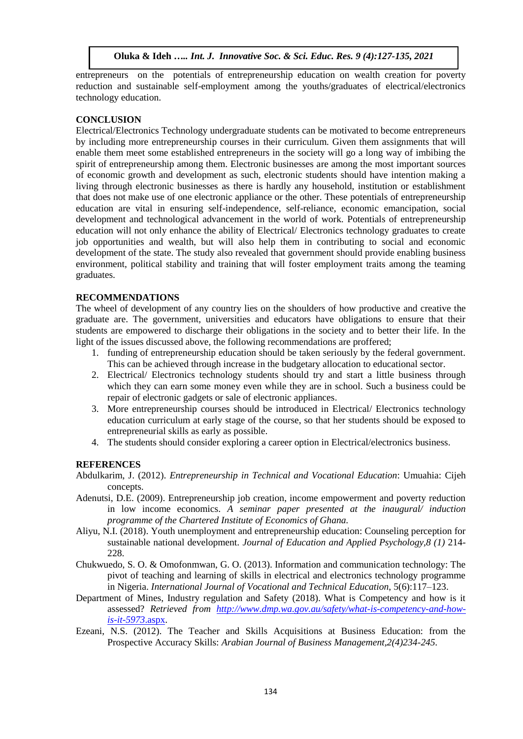entrepreneurs on the potentials of entrepreneurship education on wealth creation for poverty reduction and sustainable self-employment among the youths/graduates of electrical/electronics technology education.

## CONCLUSION

Electrical/Electronics Technology undergraduate students can be motivated to become entrepreneurs by including more entrepreneurship courses in their curriculum. Given them assignments that will enable them meet some established entrepreneurs in the society will go a long way of imbibing the spirit of entrepreneurship among them. Electronic businesses are among the most important sources of economic growth and development as such, electronic students should have intention making a living through electronic businesses as there is hardly any household, institution or establishment that does not make use of one electronic appliance or the other. These potentials of entrepreneurship education are vital in ensuring self-independence, self-reliance, economic emancipation, social development and technological advancement in the world of work. Potentials of entrepreneurship education will not only enhance the ability of Electrical/ Electronics technology graduates to create job opportunities and wealth, but will also help them in contributing to social and economic development of the state. The study also revealed that government should provide enabling business environment, political stability and training that will foster employment traits among the teaming graduates.

## RECOMMENDATIONS

The wheel of development of any country lies on the shoulders of how productive and creative the graduate are. The government, universities and educators have obligations to ensure that their students are empowered to discharge their obligations in the society and to better their life. In the light of the issues discussed above, the following recommendations are proffered;

1. funding of entrepreneurship education should be taken seriously by the federal government. This can be achieved through increase in the budgetary allocation to educational sector.
2. Electrical/ Electronics technology students should try and start a little business through which they can earn some money even while they are in school. Such a business could be repair of electronic gadgets or sale of electronic appliances.
3. More entrepreneurship courses should be introduced in Electrical/ Electronics technology education curriculum at early stage of the course, so that her students should be exposed to entrepreneurial skills as early as possible.
4. The students should consider exploring a career option in Electrical/electronics business.

## REFERENCES

Abdulkarim, J. (2012). *Entrepreneurship in Technical and Vocational Education*: Umuahia: Cijeh concepts.

Adenutsi, D.E. (2009). Entrepreneurship job creation, income empowerment and poverty reduction in low income economics. *A seminar paper presented at the inaugural/ induction programme of the Chartered Institute of Economics of Ghana.*

Aliyu, N.I. (2018). Youth unemployment and entrepreneurship education: Counseling perception for sustainable national development. *Journal of Education and Applied Psychology,8 (1)* 214-228.

Chukwuedo, S. O. & Omofonmwan, G. O. (2013). Information and communication technology: The pivot of teaching and learning of skills in electrical and electronics technology programme in Nigeria. *International Journal of Vocational and Technical Education*, 5(6):117–123.

Department of Mines, Industry regulation and Safety (2018). What is Competency and how is it assessed? *Retrieved from http://www.dmp.wa.gov.au/safety/what-is-competency-and-how-is-it-5973*.aspx.

Ezeani, N.S. (2012). The Teacher and Skills Acquisitions at Business Education: from the Prospective Accuracy Skills: *Arabian Journal of Business Management,2(4)234-245.*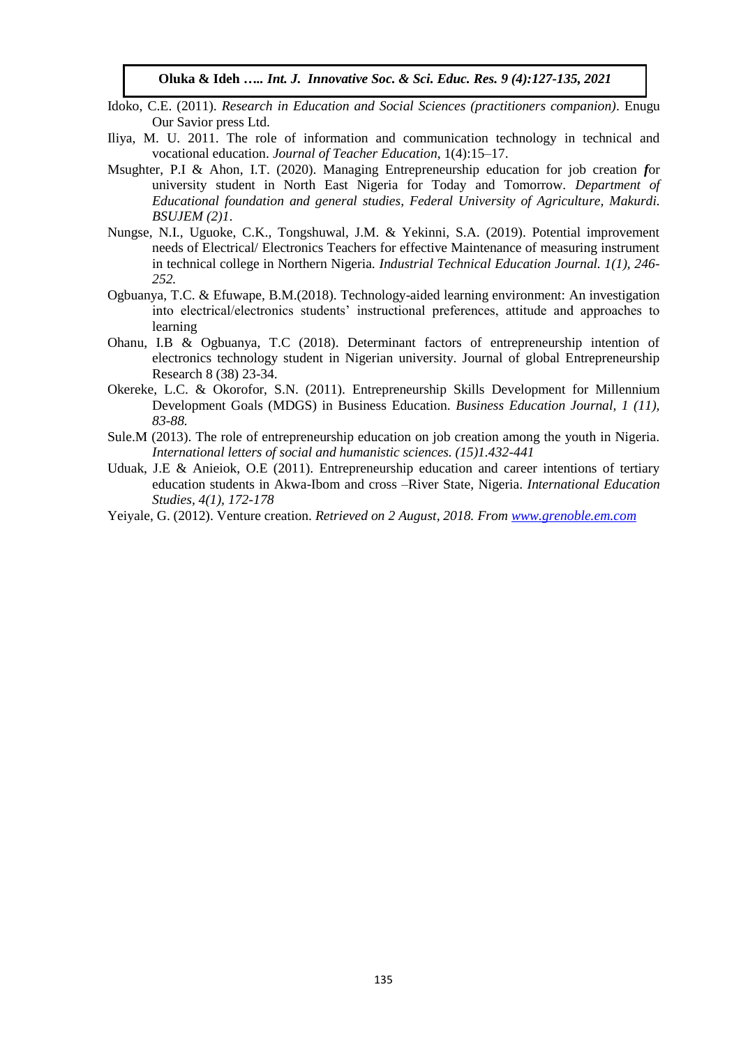Idoko, C.E. (2011). *Research in Education and Social Sciences (practitioners companion)*. Enugu Our Savior press Ltd.

Iliya, M. U. 2011. The role of information and communication technology in technical and vocational education. *Journal of Teacher Education*, 1(4):15–17.

Msughter, P.I & Ahon, I.T. (2020). Managing Entrepreneurship education for job creation ***f***or university student in North East Nigeria for Today and Tomorrow. *Department of Educational foundation and general studies, Federal University of Agriculture, Makurdi. BSUJEM (2)1*.

Nungse, N.I., Uguoke, C.K., Tongshuwal, J.M. & Yekinni, S.A. (2019). Potential improvement needs of Electrical/ Electronics Teachers for effective Maintenance of measuring instrument in technical college in Northern Nigeria. *Industrial Technical Education Journal. 1(1), 246-252.*

Ogbuanya, T.C. & Efuwape, B.M.(2018). Technology-aided learning environment: An investigation into electrical/electronics students' instructional preferences, attitude and approaches to learning

Ohanu, I.B & Ogbuanya, T.C (2018). Determinant factors of entrepreneurship intention of electronics technology student in Nigerian university. Journal of global Entrepreneurship Research 8 (38) 23-34.

Okereke, L.C. & Okorofor, S.N. (2011). Entrepreneurship Skills Development for Millennium Development Goals (MDGS) in Business Education. *Business Education Journal, 1 (11), 83-88.*

Sule.M (2013). The role of entrepreneurship education on job creation among the youth in Nigeria. *International letters of social and humanistic sciences. (15)1.432-441*

Uduak, J.E & Anieiok, O.E (2011). Entrepreneurship education and career intentions of tertiary education students in Akwa-Ibom and cross –River State, Nigeria. *International Education Studies, 4(1), 172-178*

Yeiyale, G. (2012). Venture creation. *Retrieved on 2 August, 2018. From [www.grenoble.em.com](www.grenoble.em.com)*